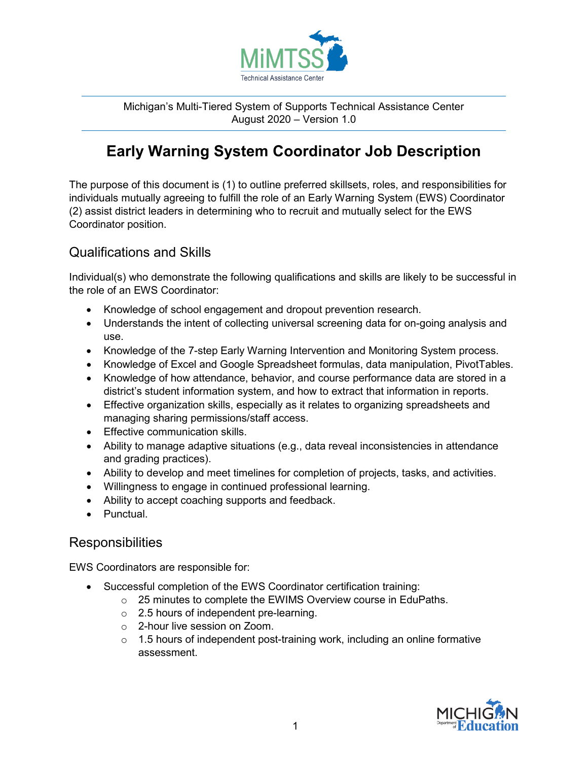Michigan's Multi-Tiered System of Supports Technical Assistance Center
August 2020 – Version 1.0

# Early Warning System Coordinator Job Description

The purpose of this document is (1) to outline preferred skillsets, roles, and responsibilities for individuals mutually agreeing to fulfill the role of an Early Warning System (EWS) Coordinator (2) assist district leaders in determining who to recruit and mutually select for the EWS Coordinator position.

## Qualifications and Skills

Individual(s) who demonstrate the following qualifications and skills are likely to be successful in the role of an EWS Coordinator:

- Knowledge of school engagement and dropout prevention research.
- Understands the intent of collecting universal screening data for on-going analysis and use.
- Knowledge of the 7-step Early Warning Intervention and Monitoring System process.
- Knowledge of Excel and Google Spreadsheet formulas, data manipulation, PivotTables.
- Knowledge of how attendance, behavior, and course performance data are stored in a district's student information system, and how to extract that information in reports.
- Effective organization skills, especially as it relates to organizing spreadsheets and managing sharing permissions/staff access.
- Effective communication skills.
- Ability to manage adaptive situations (e.g., data reveal inconsistencies in attendance and grading practices).
- Ability to develop and meet timelines for completion of projects, tasks, and activities.
- Willingness to engage in continued professional learning.
- Ability to accept coaching supports and feedback.
- Punctual.

## Responsibilities

EWS Coordinators are responsible for:

- Successful completion of the EWS Coordinator certification training:
  - 25 minutes to complete the EWIMS Overview course in EduPaths.
  - 2.5 hours of independent pre-learning.
  - 2-hour live session on Zoom.
  - 1.5 hours of independent post-training work, including an online formative assessment.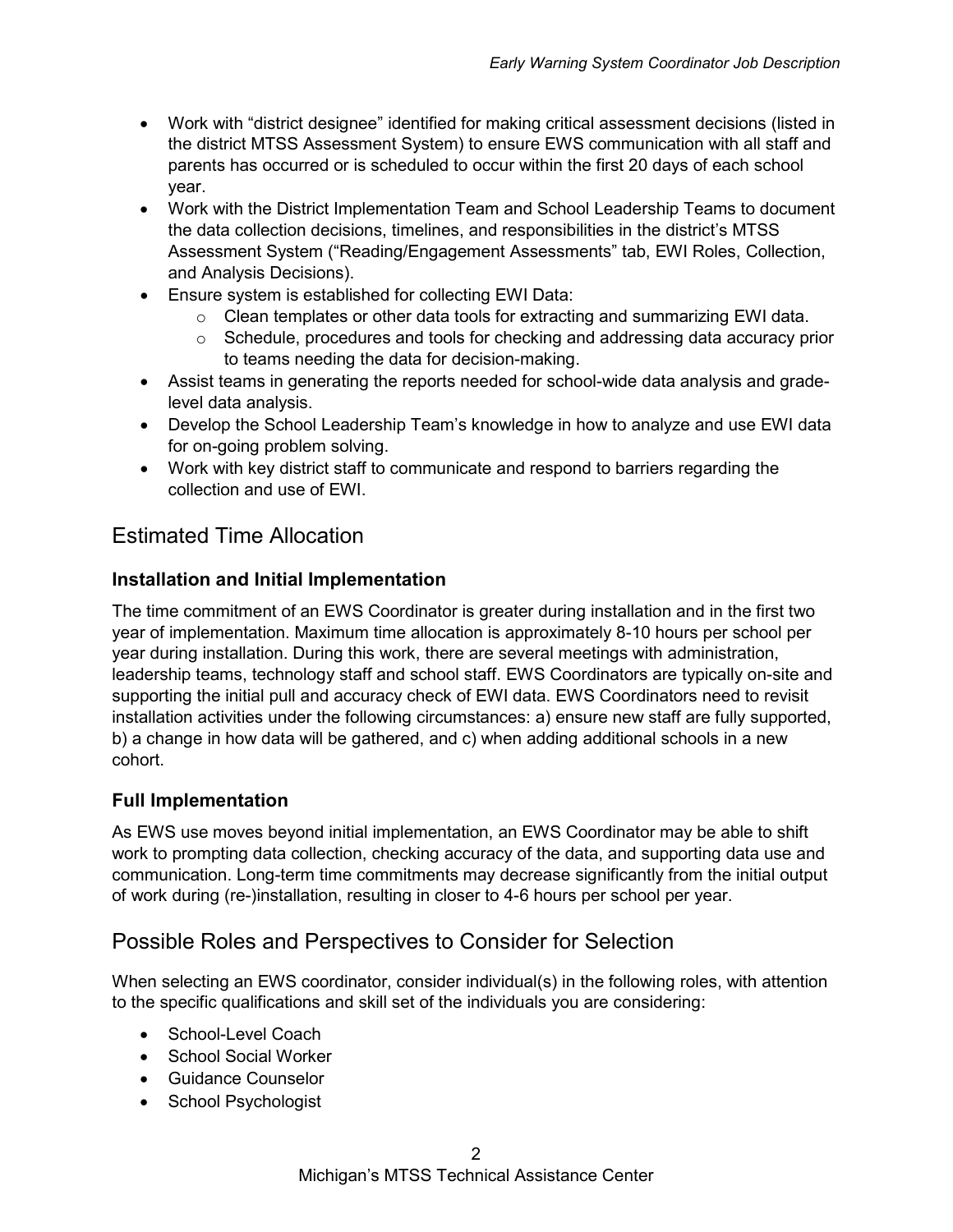- Work with "district designee" identified for making critical assessment decisions (listed in the district MTSS Assessment System) to ensure EWS communication with all staff and parents has occurred or is scheduled to occur within the first 20 days of each school year.
- Work with the District Implementation Team and School Leadership Teams to document the data collection decisions, timelines, and responsibilities in the district's MTSS Assessment System ("Reading/Engagement Assessments" tab, EWI Roles, Collection, and Analysis Decisions).
- Ensure system is established for collecting EWI Data:
  - Clean templates or other data tools for extracting and summarizing EWI data.
  - Schedule, procedures and tools for checking and addressing data accuracy prior to teams needing the data for decision-making.
- Assist teams in generating the reports needed for school-wide data analysis and grade-level data analysis.
- Develop the School Leadership Team's knowledge in how to analyze and use EWI data for on-going problem solving.
- Work with key district staff to communicate and respond to barriers regarding the collection and use of EWI.

## Estimated Time Allocation

### Installation and Initial Implementation

The time commitment of an EWS Coordinator is greater during installation and in the first two year of implementation. Maximum time allocation is approximately 8-10 hours per school per year during installation. During this work, there are several meetings with administration, leadership teams, technology staff and school staff. EWS Coordinators are typically on-site and supporting the initial pull and accuracy check of EWI data. EWS Coordinators need to revisit installation activities under the following circumstances: a) ensure new staff are fully supported, b) a change in how data will be gathered, and c) when adding additional schools in a new cohort.

### Full Implementation

As EWS use moves beyond initial implementation, an EWS Coordinator may be able to shift work to prompting data collection, checking accuracy of the data, and supporting data use and communication. Long-term time commitments may decrease significantly from the initial output of work during (re-)installation, resulting in closer to 4-6 hours per school per year.

## Possible Roles and Perspectives to Consider for Selection

When selecting an EWS coordinator, consider individual(s) in the following roles, with attention to the specific qualifications and skill set of the individuals you are considering:

- School-Level Coach
- School Social Worker
- Guidance Counselor
- School Psychologist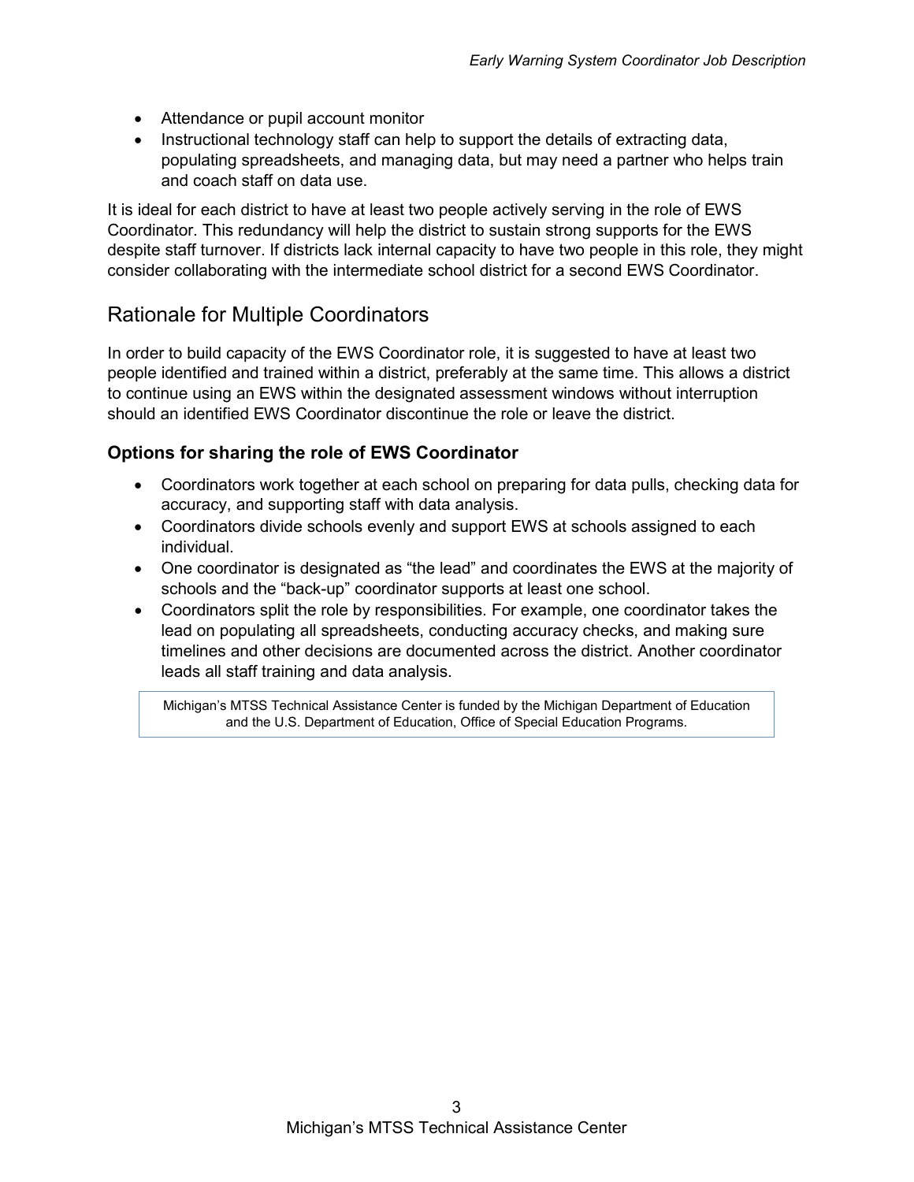- Attendance or pupil account monitor
- Instructional technology staff can help to support the details of extracting data, populating spreadsheets, and managing data, but may need a partner who helps train and coach staff on data use.

It is ideal for each district to have at least two people actively serving in the role of EWS Coordinator. This redundancy will help the district to sustain strong supports for the EWS despite staff turnover. If districts lack internal capacity to have two people in this role, they might consider collaborating with the intermediate school district for a second EWS Coordinator.

## Rationale for Multiple Coordinators

In order to build capacity of the EWS Coordinator role, it is suggested to have at least two people identified and trained within a district, preferably at the same time. This allows a district to continue using an EWS within the designated assessment windows without interruption should an identified EWS Coordinator discontinue the role or leave the district.

### Options for sharing the role of EWS Coordinator

- Coordinators work together at each school on preparing for data pulls, checking data for accuracy, and supporting staff with data analysis.
- Coordinators divide schools evenly and support EWS at schools assigned to each individual.
- One coordinator is designated as "the lead" and coordinates the EWS at the majority of schools and the "back-up" coordinator supports at least one school.
- Coordinators split the role by responsibilities. For example, one coordinator takes the lead on populating all spreadsheets, conducting accuracy checks, and making sure timelines and other decisions are documented across the district. Another coordinator leads all staff training and data analysis.

Michigan's MTSS Technical Assistance Center is funded by the Michigan Department of Education and the U.S. Department of Education, Office of Special Education Programs.